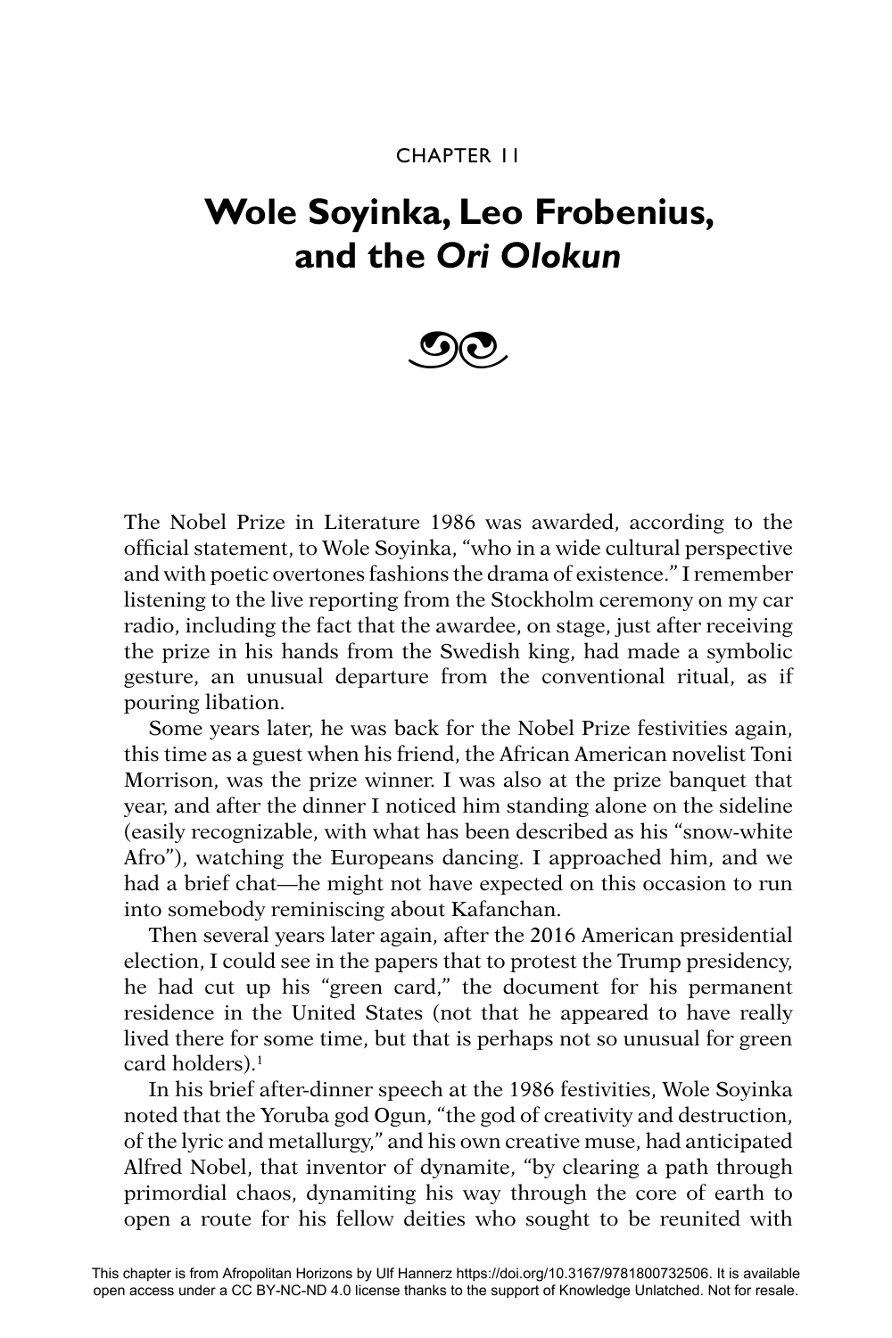CHAPTER 11

# Wole Soyinka, Leo Frobenius, and the *Ori Olokun*

The Nobel Prize in Literature 1986 was awarded, according to the official statement, to Wole Soyinka, "who in a wide cultural perspective and with poetic overtones fashions the drama of existence." I remember listening to the live reporting from the Stockholm ceremony on my car radio, including the fact that the awardee, on stage, just after receiving the prize in his hands from the Swedish king, had made a symbolic gesture, an unusual departure from the conventional ritual, as if pouring libation.

Some years later, he was back for the Nobel Prize festivities again, this time as a guest when his friend, the African American novelist Toni Morrison, was the prize winner. I was also at the prize banquet that year, and after the dinner I noticed him standing alone on the sideline (easily recognizable, with what has been described as his "snow-white Afro"), watching the Europeans dancing. I approached him, and we had a brief chat—he might not have expected on this occasion to run into somebody reminiscing about Kafanchan.

Then several years later again, after the 2016 American presidential election, I could see in the papers that to protest the Trump presidency, he had cut up his "green card," the document for his permanent residence in the United States (not that he appeared to have really lived there for some time, but that is perhaps not so unusual for green card holders).[1]

In his brief after-dinner speech at the 1986 festivities, Wole Soyinka noted that the Yoruba god Ogun, "the god of creativity and destruction, of the lyric and metallurgy," and his own creative muse, had anticipated Alfred Nobel, that inventor of dynamite, "by clearing a path through primordial chaos, dynamiting his way through the core of earth to open a route for his fellow deities who sought to be reunited with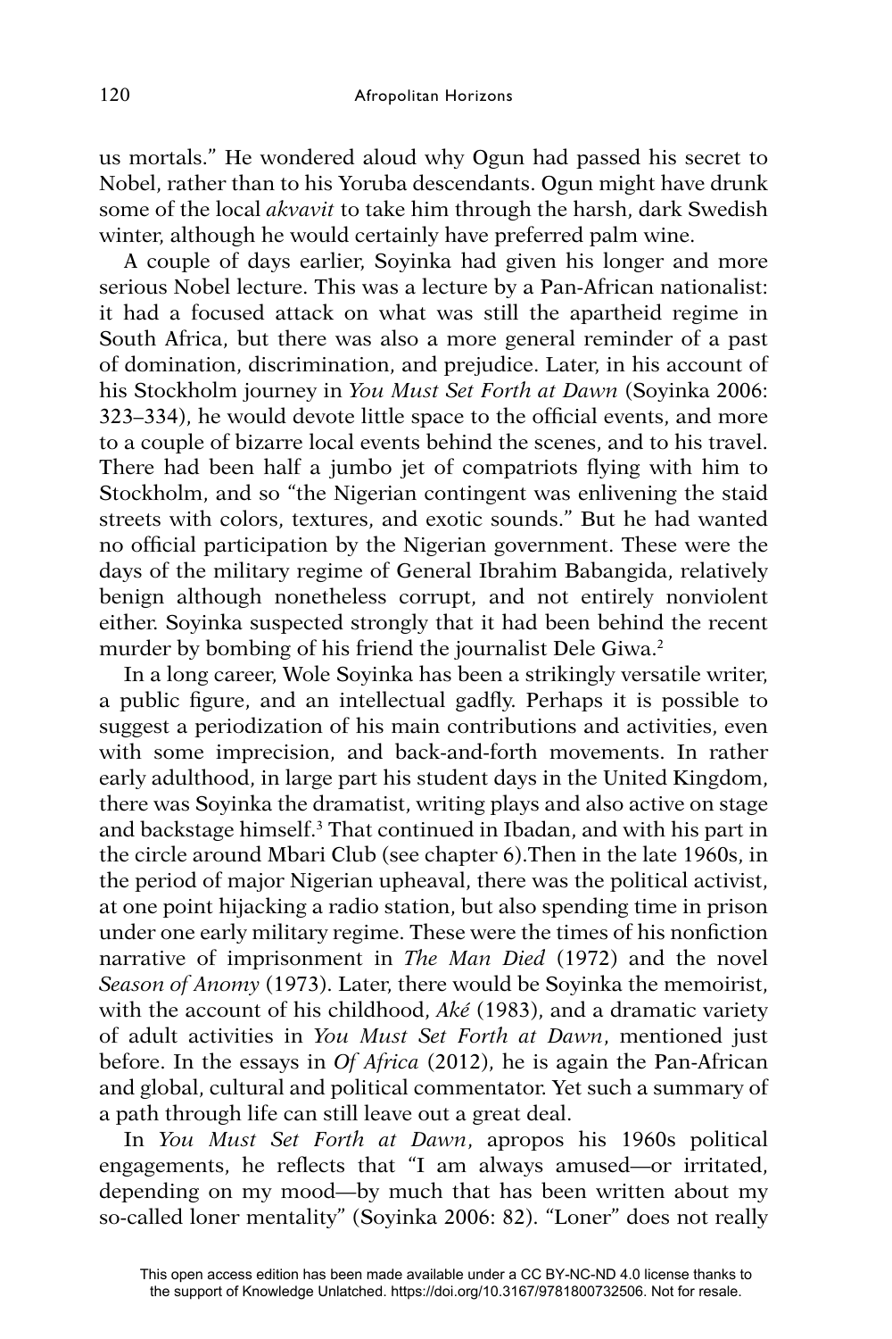us mortals." He wondered aloud why Ogun had passed his secret to Nobel, rather than to his Yoruba descendants. Ogun might have drunk some of the local *akvavit* to take him through the harsh, dark Swedish winter, although he would certainly have preferred palm wine.

A couple of days earlier, Soyinka had given his longer and more serious Nobel lecture. This was a lecture by a Pan-African nationalist: it had a focused attack on what was still the apartheid regime in South Africa, but there was also a more general reminder of a past of domination, discrimination, and prejudice. Later, in his account of his Stockholm journey in *You Must Set Forth at Dawn* (Soyinka 2006: 323–334), he would devote little space to the official events, and more to a couple of bizarre local events behind the scenes, and to his travel. There had been half a jumbo jet of compatriots flying with him to Stockholm, and so "the Nigerian contingent was enlivening the staid streets with colors, textures, and exotic sounds." But he had wanted no official participation by the Nigerian government. These were the days of the military regime of General Ibrahim Babangida, relatively benign although nonetheless corrupt, and not entirely nonviolent either. Soyinka suspected strongly that it had been behind the recent murder by bombing of his friend the journalist Dele Giwa.[2]

In a long career, Wole Soyinka has been a strikingly versatile writer, a public figure, and an intellectual gadfly. Perhaps it is possible to suggest a periodization of his main contributions and activities, even with some imprecision, and back-and-forth movements. In rather early adulthood, in large part his student days in the United Kingdom, there was Soyinka the dramatist, writing plays and also active on stage and backstage himself.[3] That continued in Ibadan, and with his part in the circle around Mbari Club (see chapter 6).Then in the late 1960s, in the period of major Nigerian upheaval, there was the political activist, at one point hijacking a radio station, but also spending time in prison under one early military regime. These were the times of his nonfiction narrative of imprisonment in *The Man Died* (1972) and the novel *Season of Anomy* (1973). Later, there would be Soyinka the memoirist, with the account of his childhood, *Aké* (1983), and a dramatic variety of adult activities in *You Must Set Forth at Dawn*, mentioned just before. In the essays in *Of Africa* (2012), he is again the Pan-African and global, cultural and political commentator. Yet such a summary of a path through life can still leave out a great deal.

In *You Must Set Forth at Dawn*, apropos his 1960s political engagements, he reflects that "I am always amused—or irritated, depending on my mood—by much that has been written about my so-called loner mentality" (Soyinka 2006: 82). "Loner" does not really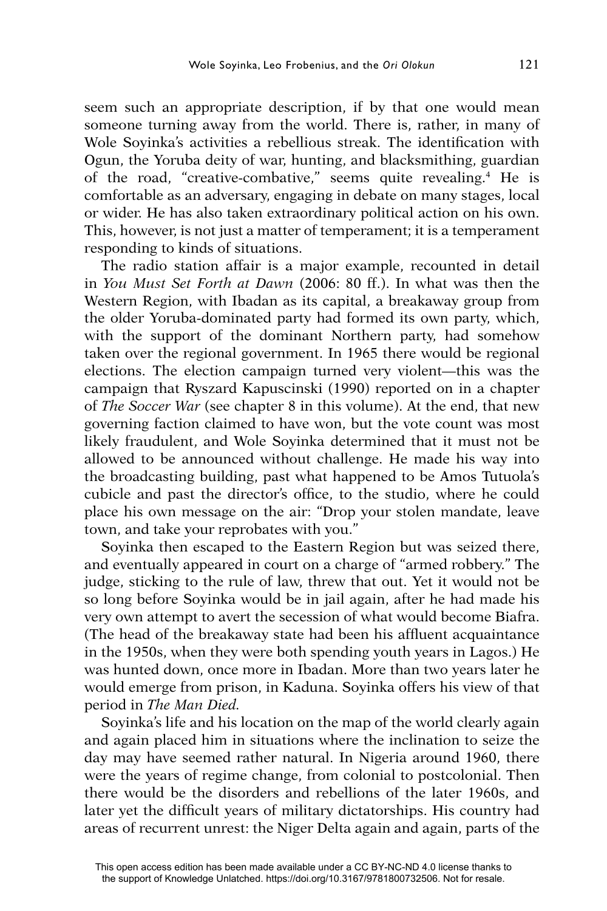seem such an appropriate description, if by that one would mean someone turning away from the world. There is, rather, in many of Wole Soyinka's activities a rebellious streak. The identification with Ogun, the Yoruba deity of war, hunting, and blacksmithing, guardian of the road, "creative-combative," seems quite revealing.[4] He is comfortable as an adversary, engaging in debate on many stages, local or wider. He has also taken extraordinary political action on his own. This, however, is not just a matter of temperament; it is a temperament responding to kinds of situations.

The radio station affair is a major example, recounted in detail in *You Must Set Forth at Dawn* (2006: 80 ff.). In what was then the Western Region, with Ibadan as its capital, a breakaway group from the older Yoruba-dominated party had formed its own party, which, with the support of the dominant Northern party, had somehow taken over the regional government. In 1965 there would be regional elections. The election campaign turned very violent—this was the campaign that Ryszard Kapuscinski (1990) reported on in a chapter of *The Soccer War* (see chapter 8 in this volume). At the end, that new governing faction claimed to have won, but the vote count was most likely fraudulent, and Wole Soyinka determined that it must not be allowed to be announced without challenge. He made his way into the broadcasting building, past what happened to be Amos Tutuola's cubicle and past the director's office, to the studio, where he could place his own message on the air: "Drop your stolen mandate, leave town, and take your reprobates with you."

Soyinka then escaped to the Eastern Region but was seized there, and eventually appeared in court on a charge of "armed robbery." The judge, sticking to the rule of law, threw that out. Yet it would not be so long before Soyinka would be in jail again, after he had made his very own attempt to avert the secession of what would become Biafra. (The head of the breakaway state had been his affluent acquaintance in the 1950s, when they were both spending youth years in Lagos.) He was hunted down, once more in Ibadan. More than two years later he would emerge from prison, in Kaduna. Soyinka offers his view of that period in *The Man Died*.

Soyinka's life and his location on the map of the world clearly again and again placed him in situations where the inclination to seize the day may have seemed rather natural. In Nigeria around 1960, there were the years of regime change, from colonial to postcolonial. Then there would be the disorders and rebellions of the later 1960s, and later yet the difficult years of military dictatorships. His country had areas of recurrent unrest: the Niger Delta again and again, parts of the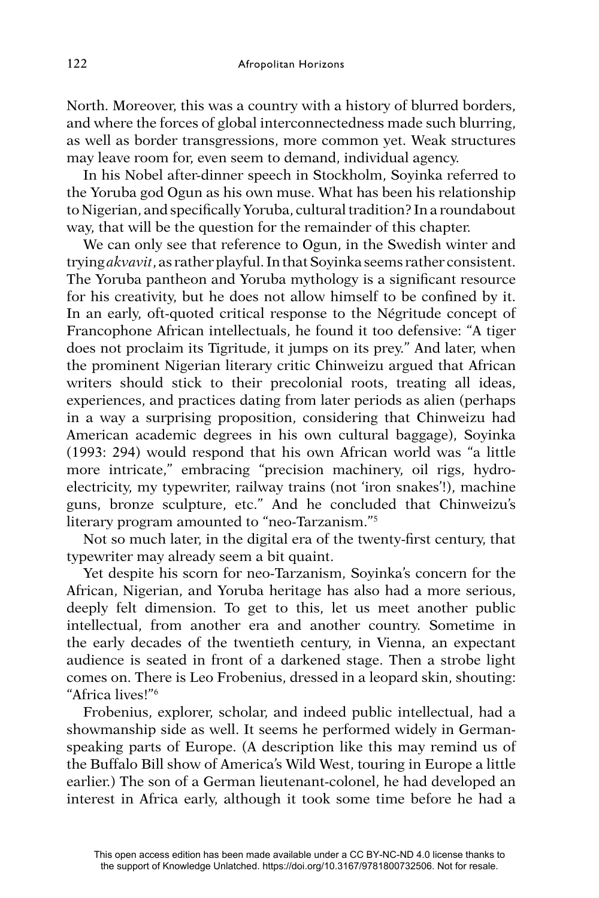North. Moreover, this was a country with a history of blurred borders, and where the forces of global interconnectedness made such blurring, as well as border transgressions, more common yet. Weak structures may leave room for, even seem to demand, individual agency.

In his Nobel after-dinner speech in Stockholm, Soyinka referred to the Yoruba god Ogun as his own muse. What has been his relationship to Nigerian, and specifically Yoruba, cultural tradition? In a roundabout way, that will be the question for the remainder of this chapter.

We can only see that reference to Ogun, in the Swedish winter and trying *akvavit*, as rather playful. In that Soyinka seems rather consistent. The Yoruba pantheon and Yoruba mythology is a significant resource for his creativity, but he does not allow himself to be confined by it. In an early, oft-quoted critical response to the Négritude concept of Francophone African intellectuals, he found it too defensive: "A tiger does not proclaim its Tigritude, it jumps on its prey." And later, when the prominent Nigerian literary critic Chinweizu argued that African writers should stick to their precolonial roots, treating all ideas, experiences, and practices dating from later periods as alien (perhaps in a way a surprising proposition, considering that Chinweizu had American academic degrees in his own cultural baggage), Soyinka (1993: 294) would respond that his own African world was "a little more intricate," embracing "precision machinery, oil rigs, hydro-electricity, my typewriter, railway trains (not 'iron snakes'!), machine guns, bronze sculpture, etc." And he concluded that Chinweizu's literary program amounted to "neo-Tarzanism."[5]

Not so much later, in the digital era of the twenty-first century, that typewriter may already seem a bit quaint.

Yet despite his scorn for neo-Tarzanism, Soyinka's concern for the African, Nigerian, and Yoruba heritage has also had a more serious, deeply felt dimension. To get to this, let us meet another public intellectual, from another era and another country. Sometime in the early decades of the twentieth century, in Vienna, an expectant audience is seated in front of a darkened stage. Then a strobe light comes on. There is Leo Frobenius, dressed in a leopard skin, shouting: "Africa lives!"[6]

Frobenius, explorer, scholar, and indeed public intellectual, had a showmanship side as well. It seems he performed widely in German-speaking parts of Europe. (A description like this may remind us of the Buffalo Bill show of America's Wild West, touring in Europe a little earlier.) The son of a German lieutenant-colonel, he had developed an interest in Africa early, although it took some time before he had a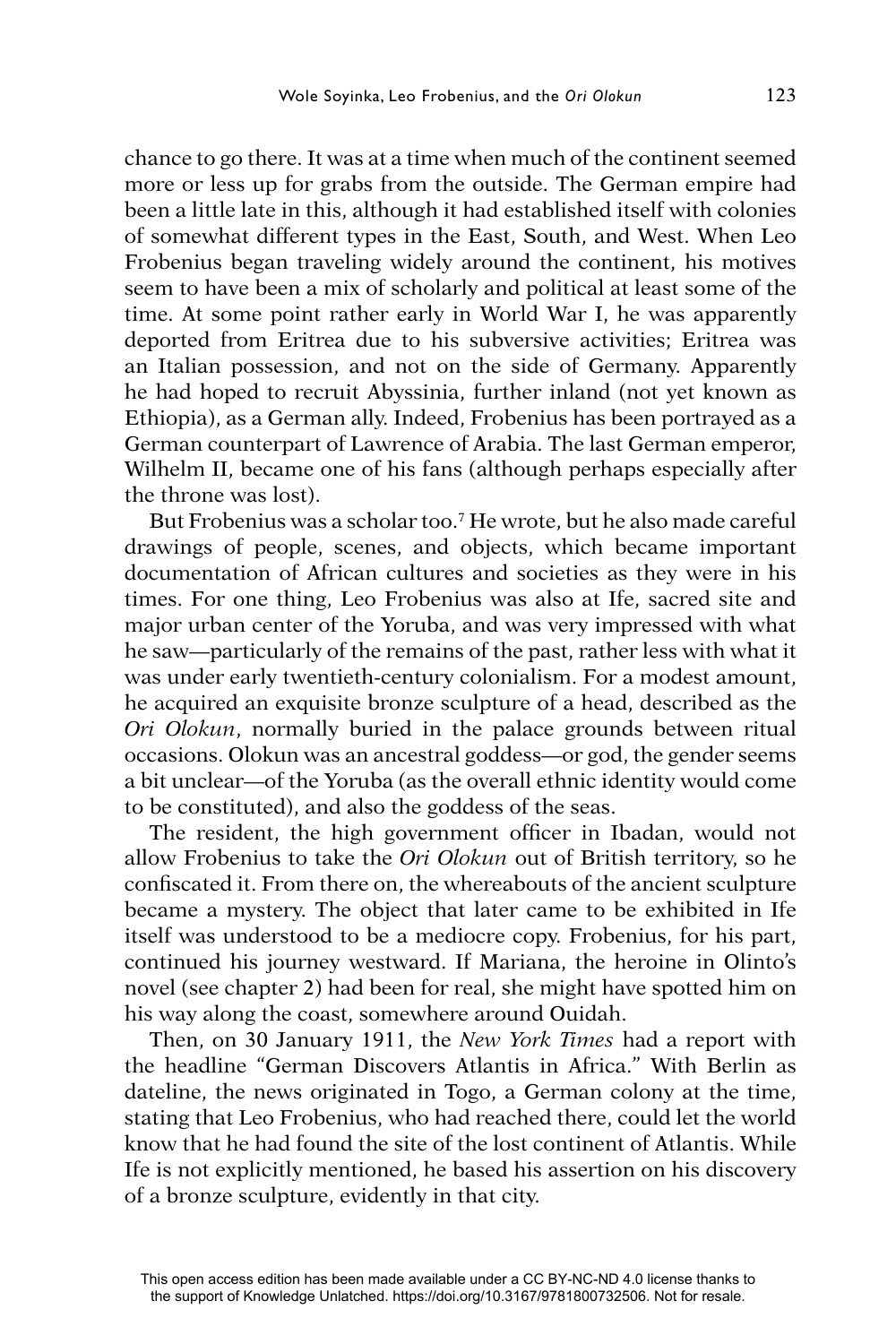chance to go there. It was at a time when much of the continent seemed more or less up for grabs from the outside. The German empire had been a little late in this, although it had established itself with colonies of somewhat different types in the East, South, and West. When Leo Frobenius began traveling widely around the continent, his motives seem to have been a mix of scholarly and political at least some of the time. At some point rather early in World War I, he was apparently deported from Eritrea due to his subversive activities; Eritrea was an Italian possession, and not on the side of Germany. Apparently he had hoped to recruit Abyssinia, further inland (not yet known as Ethiopia), as a German ally. Indeed, Frobenius has been portrayed as a German counterpart of Lawrence of Arabia. The last German emperor, Wilhelm II, became one of his fans (although perhaps especially after the throne was lost).

But Frobenius was a scholar too.[7] He wrote, but he also made careful drawings of people, scenes, and objects, which became important documentation of African cultures and societies as they were in his times. For one thing, Leo Frobenius was also at Ife, sacred site and major urban center of the Yoruba, and was very impressed with what he saw—particularly of the remains of the past, rather less with what it was under early twentieth-century colonialism. For a modest amount, he acquired an exquisite bronze sculpture of a head, described as the *Ori Olokun*, normally buried in the palace grounds between ritual occasions. Olokun was an ancestral goddess—or god, the gender seems a bit unclear—of the Yoruba (as the overall ethnic identity would come to be constituted), and also the goddess of the seas.

The resident, the high government officer in Ibadan, would not allow Frobenius to take the *Ori Olokun* out of British territory, so he confiscated it. From there on, the whereabouts of the ancient sculpture became a mystery. The object that later came to be exhibited in Ife itself was understood to be a mediocre copy. Frobenius, for his part, continued his journey westward. If Mariana, the heroine in Olinto's novel (see chapter 2) had been for real, she might have spotted him on his way along the coast, somewhere around Ouidah.

Then, on 30 January 1911, the *New York Times* had a report with the headline "German Discovers Atlantis in Africa." With Berlin as dateline, the news originated in Togo, a German colony at the time, stating that Leo Frobenius, who had reached there, could let the world know that he had found the site of the lost continent of Atlantis. While Ife is not explicitly mentioned, he based his assertion on his discovery of a bronze sculpture, evidently in that city.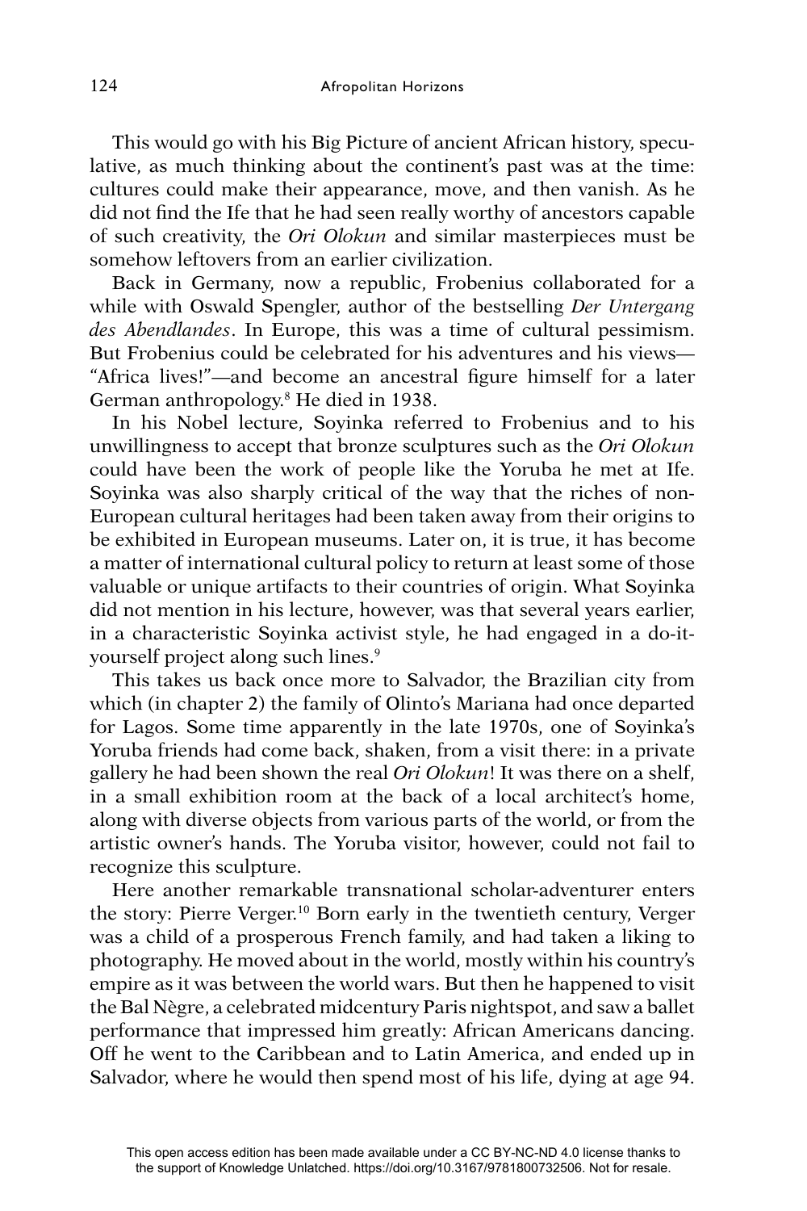This would go with his Big Picture of ancient African history, speculative, as much thinking about the continent's past was at the time: cultures could make their appearance, move, and then vanish. As he did not find the Ife that he had seen really worthy of ancestors capable of such creativity, the *Ori Olokun* and similar masterpieces must be somehow leftovers from an earlier civilization.

Back in Germany, now a republic, Frobenius collaborated for a while with Oswald Spengler, author of the bestselling *Der Untergang des Abendlandes*. In Europe, this was a time of cultural pessimism. But Frobenius could be celebrated for his adventures and his views—"Africa lives!"—and become an ancestral figure himself for a later German anthropology.[8] He died in 1938.

In his Nobel lecture, Soyinka referred to Frobenius and to his unwillingness to accept that bronze sculptures such as the *Ori Olokun* could have been the work of people like the Yoruba he met at Ife. Soyinka was also sharply critical of the way that the riches of non-European cultural heritages had been taken away from their origins to be exhibited in European museums. Later on, it is true, it has become a matter of international cultural policy to return at least some of those valuable or unique artifacts to their countries of origin. What Soyinka did not mention in his lecture, however, was that several years earlier, in a characteristic Soyinka activist style, he had engaged in a do-it-yourself project along such lines.[9]

This takes us back once more to Salvador, the Brazilian city from which (in chapter 2) the family of Olinto's Mariana had once departed for Lagos. Some time apparently in the late 1970s, one of Soyinka's Yoruba friends had come back, shaken, from a visit there: in a private gallery he had been shown the real *Ori Olokun*! It was there on a shelf, in a small exhibition room at the back of a local architect's home, along with diverse objects from various parts of the world, or from the artistic owner's hands. The Yoruba visitor, however, could not fail to recognize this sculpture.

Here another remarkable transnational scholar-adventurer enters the story: Pierre Verger.[10] Born early in the twentieth century, Verger was a child of a prosperous French family, and had taken a liking to photography. He moved about in the world, mostly within his country's empire as it was between the world wars. But then he happened to visit the Bal Nègre, a celebrated midcentury Paris nightspot, and saw a ballet performance that impressed him greatly: African Americans dancing. Off he went to the Caribbean and to Latin America, and ended up in Salvador, where he would then spend most of his life, dying at age 94.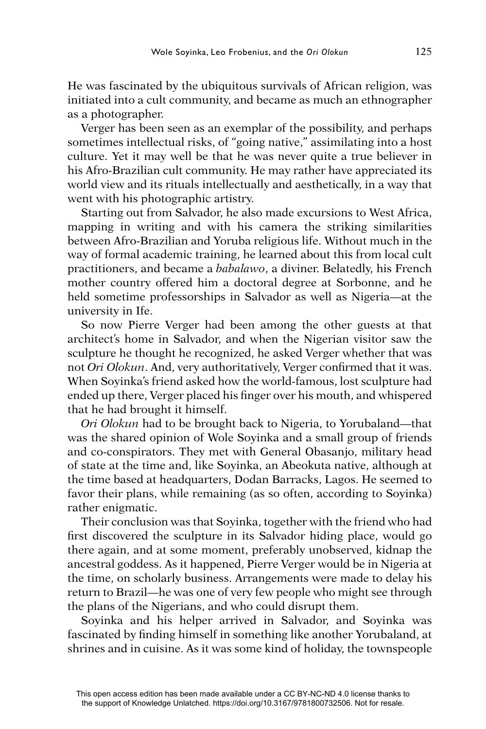He was fascinated by the ubiquitous survivals of African religion, was initiated into a cult community, and became as much an ethnographer as a photographer.

Verger has been seen as an exemplar of the possibility, and perhaps sometimes intellectual risks, of "going native," assimilating into a host culture. Yet it may well be that he was never quite a true believer in his Afro-Brazilian cult community. He may rather have appreciated its world view and its rituals intellectually and aesthetically, in a way that went with his photographic artistry.

Starting out from Salvador, he also made excursions to West Africa, mapping in writing and with his camera the striking similarities between Afro-Brazilian and Yoruba religious life. Without much in the way of formal academic training, he learned about this from local cult practitioners, and became a *babalawo*, a diviner. Belatedly, his French mother country offered him a doctoral degree at Sorbonne, and he held sometime professorships in Salvador as well as Nigeria—at the university in Ife.

So now Pierre Verger had been among the other guests at that architect's home in Salvador, and when the Nigerian visitor saw the sculpture he thought he recognized, he asked Verger whether that was not *Ori Olokun*. And, very authoritatively, Verger confirmed that it was. When Soyinka's friend asked how the world-famous, lost sculpture had ended up there, Verger placed his finger over his mouth, and whispered that he had brought it himself.

*Ori Olokun* had to be brought back to Nigeria, to Yorubaland—that was the shared opinion of Wole Soyinka and a small group of friends and co-conspirators. They met with General Obasanjo, military head of state at the time and, like Soyinka, an Abeokuta native, although at the time based at headquarters, Dodan Barracks, Lagos. He seemed to favor their plans, while remaining (as so often, according to Soyinka) rather enigmatic.

Their conclusion was that Soyinka, together with the friend who had first discovered the sculpture in its Salvador hiding place, would go there again, and at some moment, preferably unobserved, kidnap the ancestral goddess. As it happened, Pierre Verger would be in Nigeria at the time, on scholarly business. Arrangements were made to delay his return to Brazil—he was one of very few people who might see through the plans of the Nigerians, and who could disrupt them.

Soyinka and his helper arrived in Salvador, and Soyinka was fascinated by finding himself in something like another Yorubaland, at shrines and in cuisine. As it was some kind of holiday, the townspeople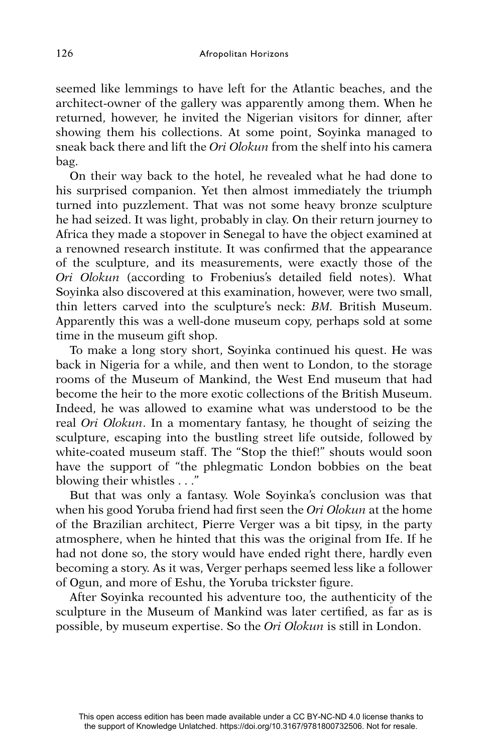seemed like lemmings to have left for the Atlantic beaches, and the architect-owner of the gallery was apparently among them. When he returned, however, he invited the Nigerian visitors for dinner, after showing them his collections. At some point, Soyinka managed to sneak back there and lift the *Ori Olokun* from the shelf into his camera bag.

On their way back to the hotel, he revealed what he had done to his surprised companion. Yet then almost immediately the triumph turned into puzzlement. That was not some heavy bronze sculpture he had seized. It was light, probably in clay. On their return journey to Africa they made a stopover in Senegal to have the object examined at a renowned research institute. It was confirmed that the appearance of the sculpture, and its measurements, were exactly those of the *Ori Olokun* (according to Frobenius's detailed field notes). What Soyinka also discovered at this examination, however, were two small, thin letters carved into the sculpture's neck: *BM*. British Museum. Apparently this was a well-done museum copy, perhaps sold at some time in the museum gift shop.

To make a long story short, Soyinka continued his quest. He was back in Nigeria for a while, and then went to London, to the storage rooms of the Museum of Mankind, the West End museum that had become the heir to the more exotic collections of the British Museum. Indeed, he was allowed to examine what was understood to be the real *Ori Olokun*. In a momentary fantasy, he thought of seizing the sculpture, escaping into the bustling street life outside, followed by white-coated museum staff. The "Stop the thief!" shouts would soon have the support of "the phlegmatic London bobbies on the beat blowing their whistles . . ."

But that was only a fantasy. Wole Soyinka's conclusion was that when his good Yoruba friend had first seen the *Ori Olokun* at the home of the Brazilian architect, Pierre Verger was a bit tipsy, in the party atmosphere, when he hinted that this was the original from Ife. If he had not done so, the story would have ended right there, hardly even becoming a story. As it was, Verger perhaps seemed less like a follower of Ogun, and more of Eshu, the Yoruba trickster figure.

After Soyinka recounted his adventure too, the authenticity of the sculpture in the Museum of Mankind was later certified, as far as is possible, by museum expertise. So the *Ori Olokun* is still in London.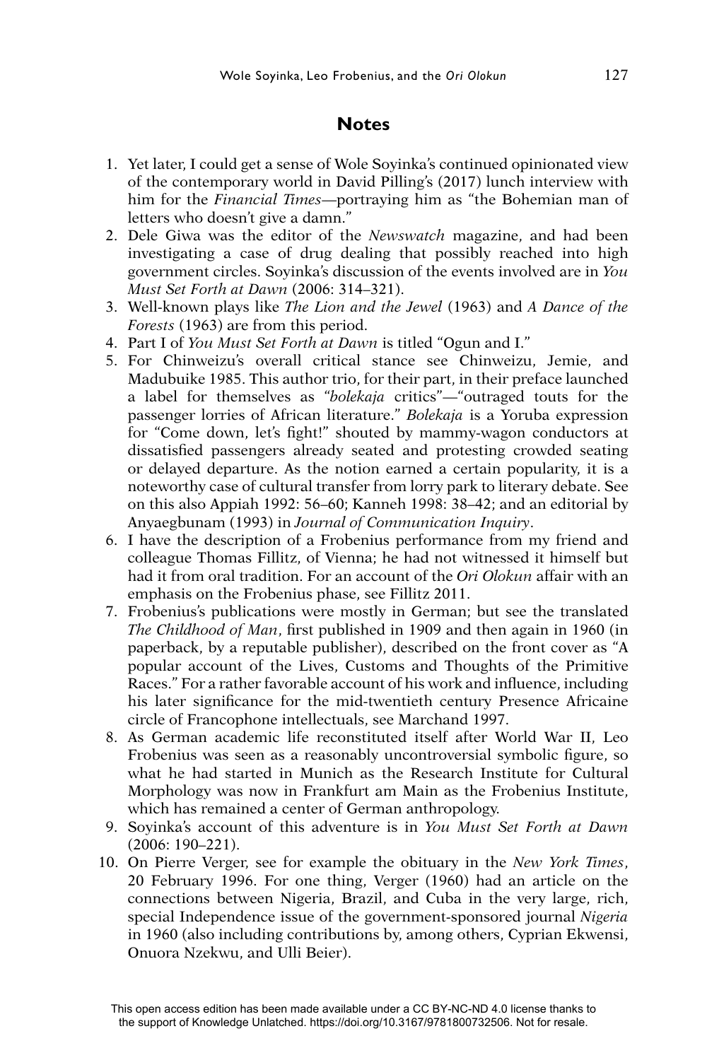## Notes

1. Yet later, I could get a sense of Wole Soyinka's continued opinionated view of the contemporary world in David Pilling's (2017) lunch interview with him for the *Financial Times*—portraying him as "the Bohemian man of letters who doesn't give a damn."
2. Dele Giwa was the editor of the *Newswatch* magazine, and had been investigating a case of drug dealing that possibly reached into high government circles. Soyinka's discussion of the events involved are in *You Must Set Forth at Dawn* (2006: 314–321).
3. Well-known plays like *The Lion and the Jewel* (1963) and *A Dance of the Forests* (1963) are from this period.
4. Part I of *You Must Set Forth at Dawn* is titled "Ogun and I."
5. For Chinweizu's overall critical stance see Chinweizu, Jemie, and Madubuike 1985. This author trio, for their part, in their preface launched a label for themselves as "*bolekaja* critics"—"outraged touts for the passenger lorries of African literature." *Bolekaja* is a Yoruba expression for "Come down, let's fight!" shouted by mammy-wagon conductors at dissatisfied passengers already seated and protesting crowded seating or delayed departure. As the notion earned a certain popularity, it is a noteworthy case of cultural transfer from lorry park to literary debate. See on this also Appiah 1992: 56–60; Kanneh 1998: 38–42; and an editorial by Anyaegbunam (1993) in *Journal of Communication Inquiry*.
6. I have the description of a Frobenius performance from my friend and colleague Thomas Fillitz, of Vienna; he had not witnessed it himself but had it from oral tradition. For an account of the *Ori Olokun* affair with an emphasis on the Frobenius phase, see Fillitz 2011.
7. Frobenius's publications were mostly in German; but see the translated *The Childhood of Man*, first published in 1909 and then again in 1960 (in paperback, by a reputable publisher), described on the front cover as "A popular account of the Lives, Customs and Thoughts of the Primitive Races." For a rather favorable account of his work and influence, including his later significance for the mid-twentieth century Presence Africaine circle of Francophone intellectuals, see Marchand 1997.
8. As German academic life reconstituted itself after World War II, Leo Frobenius was seen as a reasonably uncontroversial symbolic figure, so what he had started in Munich as the Research Institute for Cultural Morphology was now in Frankfurt am Main as the Frobenius Institute, which has remained a center of German anthropology.
9. Soyinka's account of this adventure is in *You Must Set Forth at Dawn* (2006: 190–221).
10. On Pierre Verger, see for example the obituary in the *New York Times*, 20 February 1996. For one thing, Verger (1960) had an article on the connections between Nigeria, Brazil, and Cuba in the very large, rich, special Independence issue of the government-sponsored journal *Nigeria* in 1960 (also including contributions by, among others, Cyprian Ekwensi, Onuora Nzekwu, and Ulli Beier).

This open access edition has been made available under a CC BY-NC-ND 4.0 license thanks to the support of Knowledge Unlatched. https://doi.org/10.3167/9781800732506. Not for resale.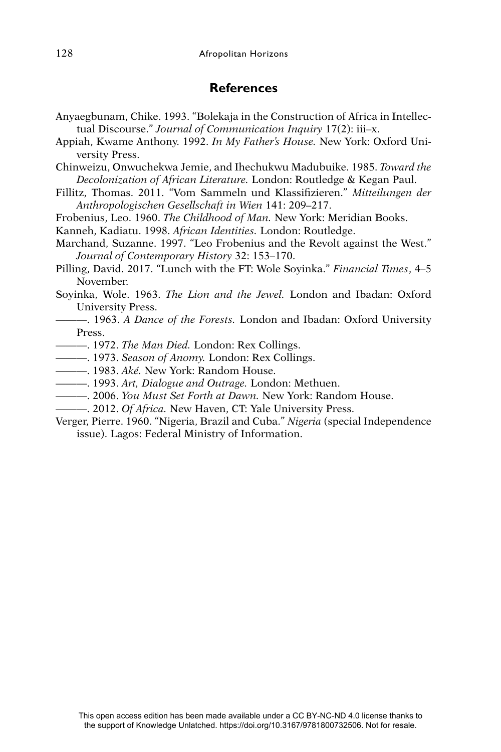## References

Anyaegbunam, Chike. 1993. "Bolekaja in the Construction of Africa in Intellectual Discourse." *Journal of Communication Inquiry* 17(2): iii–x.

Appiah, Kwame Anthony. 1992. *In My Father's House.* New York: Oxford University Press.

Chinweizu, Onwuchekwa Jemie, and Ihechukwu Madubuike. 1985. *Toward the Decolonization of African Literature.* London: Routledge & Kegan Paul.

Fillitz, Thomas. 2011. "Vom Sammeln und Klassifizieren." *Mitteilungen der Anthropologischen Gesellschaft in Wien* 141: 209–217.

Frobenius, Leo. 1960. *The Childhood of Man.* New York: Meridian Books.

Kanneh, Kadiatu. 1998. *African Identities.* London: Routledge.

Marchand, Suzanne. 1997. "Leo Frobenius and the Revolt against the West." *Journal of Contemporary History* 32: 153–170.

Pilling, David. 2017. "Lunch with the FT: Wole Soyinka." *Financial Times*, 4–5 November.

Soyinka, Wole. 1963. *The Lion and the Jewel.* London and Ibadan: Oxford University Press.

———. 1963. *A Dance of the Forests.* London and Ibadan: Oxford University Press.

———. 1972. *The Man Died.* London: Rex Collings.

———. 1973. *Season of Anomy.* London: Rex Collings.

———. 1983. *Aké.* New York: Random House.

———. 1993. *Art, Dialogue and Outrage.* London: Methuen.

———. 2006. *You Must Set Forth at Dawn.* New York: Random House.

———. 2012. *Of Africa.* New Haven, CT: Yale University Press.

Verger, Pierre. 1960. "Nigeria, Brazil and Cuba." *Nigeria* (special Independence issue). Lagos: Federal Ministry of Information.

This open access edition has been made available under a CC BY-NC-ND 4.0 license thanks to the support of Knowledge Unlatched. https://doi.org/10.3167/9781800732506. Not for resale.